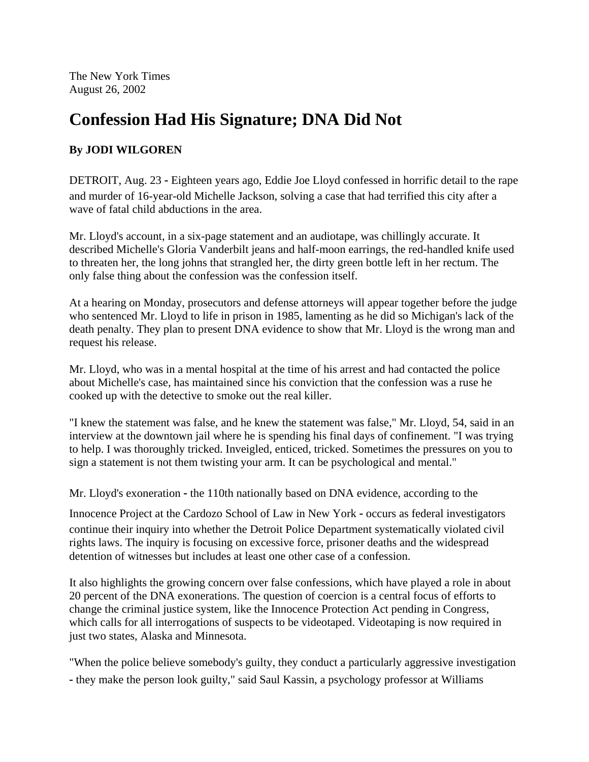The New York Times
August 26, 2002

# Confession Had His Signature; DNA Did Not

**By JODI WILGOREN**

DETROIT, Aug. 23 - Eighteen years ago, Eddie Joe Lloyd confessed in horrific detail to the rape and murder of 16-year-old Michelle Jackson, solving a case that had terrified this city after a wave of fatal child abductions in the area.

Mr. Lloyd's account, in a six-page statement and an audiotape, was chillingly accurate. It described Michelle's Gloria Vanderbilt jeans and half-moon earrings, the red-handled knife used to threaten her, the long johns that strangled her, the dirty green bottle left in her rectum. The only false thing about the confession was the confession itself.

At a hearing on Monday, prosecutors and defense attorneys will appear together before the judge who sentenced Mr. Lloyd to life in prison in 1985, lamenting as he did so Michigan's lack of the death penalty. They plan to present DNA evidence to show that Mr. Lloyd is the wrong man and request his release.

Mr. Lloyd, who was in a mental hospital at the time of his arrest and had contacted the police about Michelle's case, has maintained since his conviction that the confession was a ruse he cooked up with the detective to smoke out the real killer.

"I knew the statement was false, and he knew the statement was false," Mr. Lloyd, 54, said in an interview at the downtown jail where he is spending his final days of confinement. "I was trying to help. I was thoroughly tricked. Inveigled, enticed, tricked. Sometimes the pressures on you to sign a statement is not them twisting your arm. It can be psychological and mental."

Mr. Lloyd's exoneration - the 110th nationally based on DNA evidence, according to the Innocence Project at the Cardozo School of Law in New York - occurs as federal investigators continue their inquiry into whether the Detroit Police Department systematically violated civil rights laws. The inquiry is focusing on excessive force, prisoner deaths and the widespread detention of witnesses but includes at least one other case of a confession.

It also highlights the growing concern over false confessions, which have played a role in about 20 percent of the DNA exonerations. The question of coercion is a central focus of efforts to change the criminal justice system, like the Innocence Protection Act pending in Congress, which calls for all interrogations of suspects to be videotaped. Videotaping is now required in just two states, Alaska and Minnesota.

"When the police believe somebody's guilty, they conduct a particularly aggressive investigation - they make the person look guilty," said Saul Kassin, a psychology professor at Williams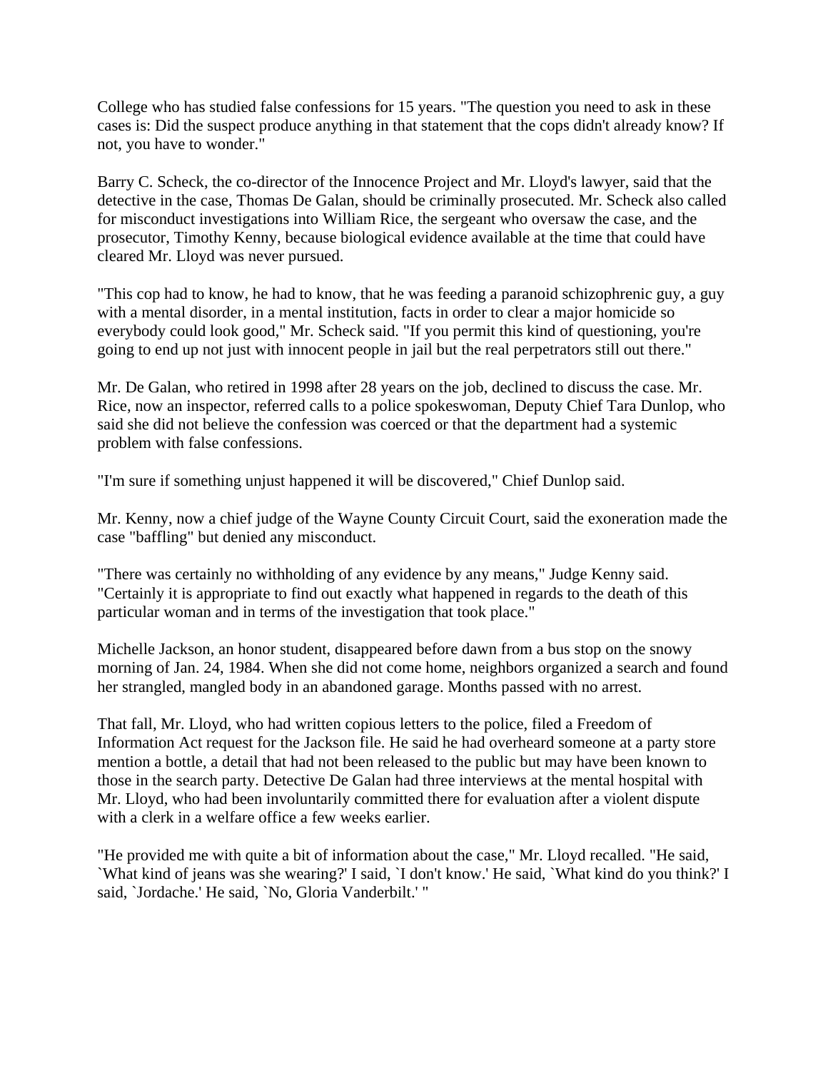College who has studied false confessions for 15 years. "The question you need to ask in these cases is: Did the suspect produce anything in that statement that the cops didn't already know? If not, you have to wonder."

Barry C. Scheck, the co-director of the Innocence Project and Mr. Lloyd's lawyer, said that the detective in the case, Thomas De Galan, should be criminally prosecuted. Mr. Scheck also called for misconduct investigations into William Rice, the sergeant who oversaw the case, and the prosecutor, Timothy Kenny, because biological evidence available at the time that could have cleared Mr. Lloyd was never pursued.

"This cop had to know, he had to know, that he was feeding a paranoid schizophrenic guy, a guy with a mental disorder, in a mental institution, facts in order to clear a major homicide so everybody could look good," Mr. Scheck said. "If you permit this kind of questioning, you're going to end up not just with innocent people in jail but the real perpetrators still out there."

Mr. De Galan, who retired in 1998 after 28 years on the job, declined to discuss the case. Mr. Rice, now an inspector, referred calls to a police spokeswoman, Deputy Chief Tara Dunlop, who said she did not believe the confession was coerced or that the department had a systemic problem with false confessions.

"I'm sure if something unjust happened it will be discovered," Chief Dunlop said.

Mr. Kenny, now a chief judge of the Wayne County Circuit Court, said the exoneration made the case "baffling" but denied any misconduct.

"There was certainly no withholding of any evidence by any means," Judge Kenny said. "Certainly it is appropriate to find out exactly what happened in regards to the death of this particular woman and in terms of the investigation that took place."

Michelle Jackson, an honor student, disappeared before dawn from a bus stop on the snowy morning of Jan. 24, 1984. When she did not come home, neighbors organized a search and found her strangled, mangled body in an abandoned garage. Months passed with no arrest.

That fall, Mr. Lloyd, who had written copious letters to the police, filed a Freedom of Information Act request for the Jackson file. He said he had overheard someone at a party store mention a bottle, a detail that had not been released to the public but may have been known to those in the search party. Detective De Galan had three interviews at the mental hospital with Mr. Lloyd, who had been involuntarily committed there for evaluation after a violent dispute with a clerk in a welfare office a few weeks earlier.

"He provided me with quite a bit of information about the case," Mr. Lloyd recalled. "He said, `What kind of jeans was she wearing?' I said, `I don't know.' He said, `What kind do you think?' I said, `Jordache.' He said, `No, Gloria Vanderbilt.' "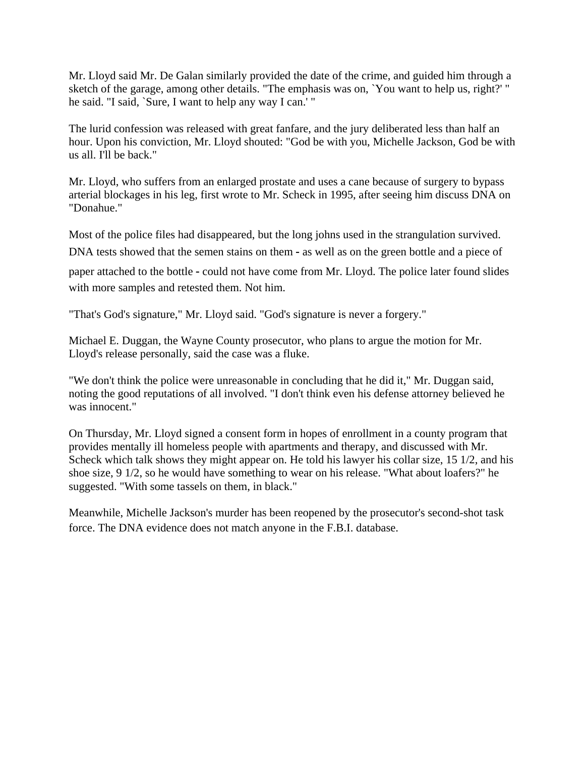Mr. Lloyd said Mr. De Galan similarly provided the date of the crime, and guided him through a sketch of the garage, among other details. "The emphasis was on, `You want to help us, right?' " he said. "I said, `Sure, I want to help any way I can.' "

The lurid confession was released with great fanfare, and the jury deliberated less than half an hour. Upon his conviction, Mr. Lloyd shouted: "God be with you, Michelle Jackson, God be with us all. I'll be back."

Mr. Lloyd, who suffers from an enlarged prostate and uses a cane because of surgery to bypass arterial blockages in his leg, first wrote to Mr. Scheck in 1995, after seeing him discuss DNA on "Donahue."

Most of the police files had disappeared, but the long johns used in the strangulation survived. DNA tests showed that the semen stains on them - as well as on the green bottle and a piece of paper attached to the bottle - could not have come from Mr. Lloyd. The police later found slides with more samples and retested them. Not him.

"That's God's signature," Mr. Lloyd said. "God's signature is never a forgery."

Michael E. Duggan, the Wayne County prosecutor, who plans to argue the motion for Mr. Lloyd's release personally, said the case was a fluke.

"We don't think the police were unreasonable in concluding that he did it," Mr. Duggan said, noting the good reputations of all involved. "I don't think even his defense attorney believed he was innocent."

On Thursday, Mr. Lloyd signed a consent form in hopes of enrollment in a county program that provides mentally ill homeless people with apartments and therapy, and discussed with Mr. Scheck which talk shows they might appear on. He told his lawyer his collar size, 15 1/2, and his shoe size, 9 1/2, so he would have something to wear on his release. "What about loafers?" he suggested. "With some tassels on them, in black."

Meanwhile, Michelle Jackson's murder has been reopened by the prosecutor's second-shot task force. The DNA evidence does not match anyone in the F.B.I. database.